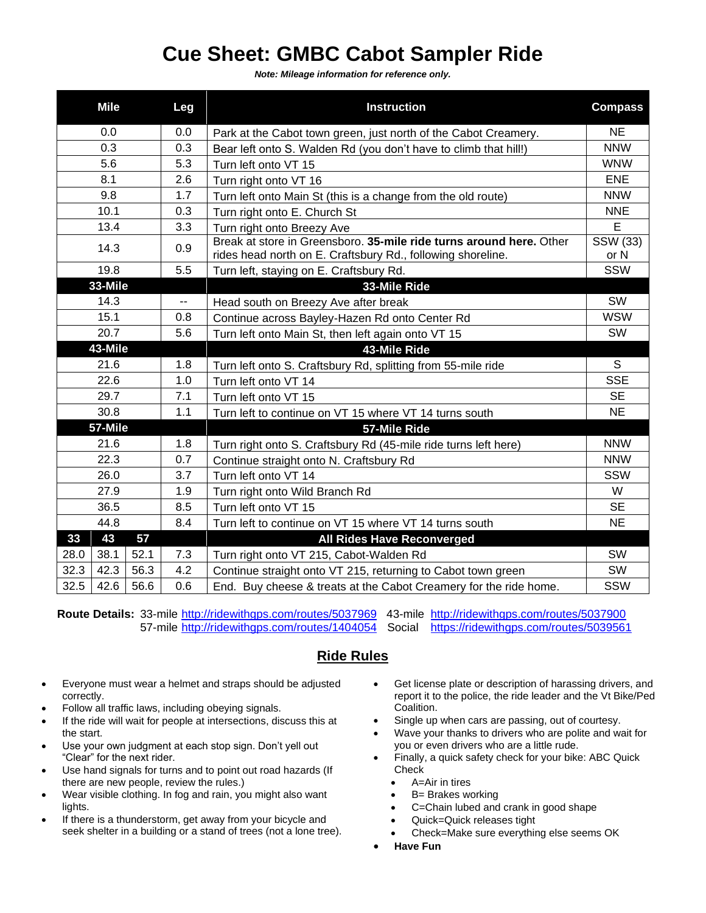# Cue Sheet: GMBC Cabot Sampler Ride

***Note: Mileage information for reference only.***

| Mile | | | Leg | Instruction | Compass |
|---|---|---|---|---|---|
| 0.0 | | | 0.0 | Park at the Cabot town green, just north of the Cabot Creamery. | NE |
| 0.3 | | | 0.3 | Bear left onto S. Walden Rd (you don't have to climb that hill!) | NNW |
| 5.6 | | | 5.3 | Turn left onto VT 15 | WNW |
| 8.1 | | | 2.6 | Turn right onto VT 16 | ENE |
| 9.8 | | | 1.7 | Turn left onto Main St (this is a change from the old route) | NNW |
| 10.1 | | | 0.3 | Turn right onto E. Church St | NNE |
| 13.4 | | | 3.3 | Turn right onto Breezy Ave | E |
| 14.3 | | | 0.9 | Break at store in Greensboro. **35-mile ride turns around here.** Other rides head north on E. Craftsbury Rd., following shoreline. | SSW (33) or N |
| 19.8 | | | 5.5 | Turn left, staying on E. Craftsbury Rd. | SSW |
| **33-Mile** | | | | **33-Mile Ride** | |
| 14.3 | | | -- | Head south on Breezy Ave after break | SW |
| 15.1 | | | 0.8 | Continue across Bayley-Hazen Rd onto Center Rd | WSW |
| 20.7 | | | 5.6 | Turn left onto Main St, then left again onto VT 15 | SW |
| **43-Mile** | | | | **43-Mile Ride** | |
| 21.6 | | | 1.8 | Turn left onto S. Craftsbury Rd, splitting from 55-mile ride | S |
| 22.6 | | | 1.0 | Turn left onto VT 14 | SSE |
| 29.7 | | | 7.1 | Turn left onto VT 15 | SE |
| 30.8 | | | 1.1 | Turn left to continue on VT 15 where VT 14 turns south | NE |
| **57-Mile** | | | | **57-Mile Ride** | |
| 21.6 | | | 1.8 | Turn right onto S. Craftsbury Rd (45-mile ride turns left here) | NNW |
| 22.3 | | | 0.7 | Continue straight onto N. Craftsbury Rd | NNW |
| 26.0 | | | 3.7 | Turn left onto VT 14 | SSW |
| 27.9 | | | 1.9 | Turn right onto Wild Branch Rd | W |
| 36.5 | | | 8.5 | Turn left onto VT 15 | SE |
| 44.8 | | | 8.4 | Turn left to continue on VT 15 where VT 14 turns south | NE |
| **33** | **43** | **57** | | **All Rides Have Reconverged** | |
| 28.0 | 38.1 | 52.1 | 7.3 | Turn right onto VT 215, Cabot-Walden Rd | SW |
| 32.3 | 42.3 | 56.3 | 4.2 | Continue straight onto VT 215, returning to Cabot town green | SW |
| 32.5 | 42.6 | 56.6 | 0.6 | End. Buy cheese & treats at the Cabot Creamery for the ride home. | SSW |

**Route Details:** 33-mile http://ridewithgps.com/routes/5037969 43-mile http://ridewithgps.com/routes/5037900
57-mile http://ridewithgps.com/routes/1404054 Social https://ridewithgps.com/routes/5039561

## Ride Rules

- Everyone must wear a helmet and straps should be adjusted correctly.
- Follow all traffic laws, including obeying signals.
- If the ride will wait for people at intersections, discuss this at the start.
- Use your own judgment at each stop sign. Don't yell out "Clear" for the next rider.
- Use hand signals for turns and to point out road hazards (If there are new people, review the rules.)
- Wear visible clothing. In fog and rain, you might also want lights.
- If there is a thunderstorm, get away from your bicycle and seek shelter in a building or a stand of trees (not a lone tree).
- Get license plate or description of harassing drivers, and report it to the police, the ride leader and the Vt Bike/Ped Coalition.
- Single up when cars are passing, out of courtesy.
- Wave your thanks to drivers who are polite and wait for you or even drivers who are a little rude.
- Finally, a quick safety check for your bike: ABC Quick Check
  - A=Air in tires
  - B= Brakes working
  - C=Chain lubed and crank in good shape
  - Quick=Quick releases tight
  - Check=Make sure everything else seems OK
- **Have Fun**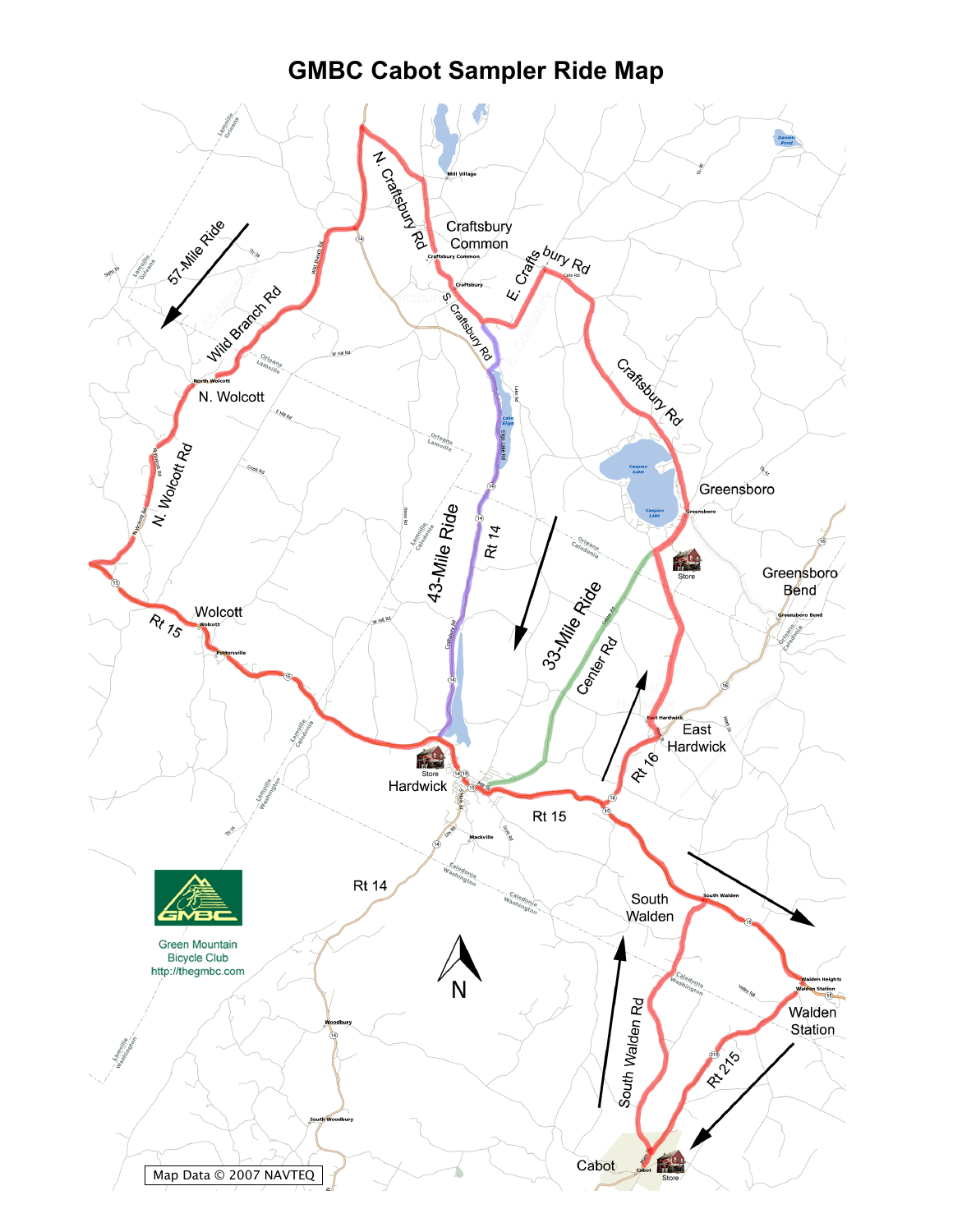# GMBC Cabot Sampler Ride Map

57-Mile Ride

43-Mile Ride

33-Mile Ride

N. Craftsbury Rd

Craftsbury Common

E. Craftsbury Rd

S. Craftsbury Rd

Craftsbury Rd

Wild Branch Rd

N. Wolcott

N. Wolcott Rd

Greensboro

Greensboro Bend

Store

Rt 14

Center Rd

Wolcott

Rt 15

East Hardwick

Rt 16

Hardwick

Store

Rt 15

Rt 14

South Walden

Walden Station

Rt 215

South Walden Rd

Cabot

Store

N

Green Mountain Bicycle Club
http://thegmbc.com

Map Data © 2007 NAVTEQ